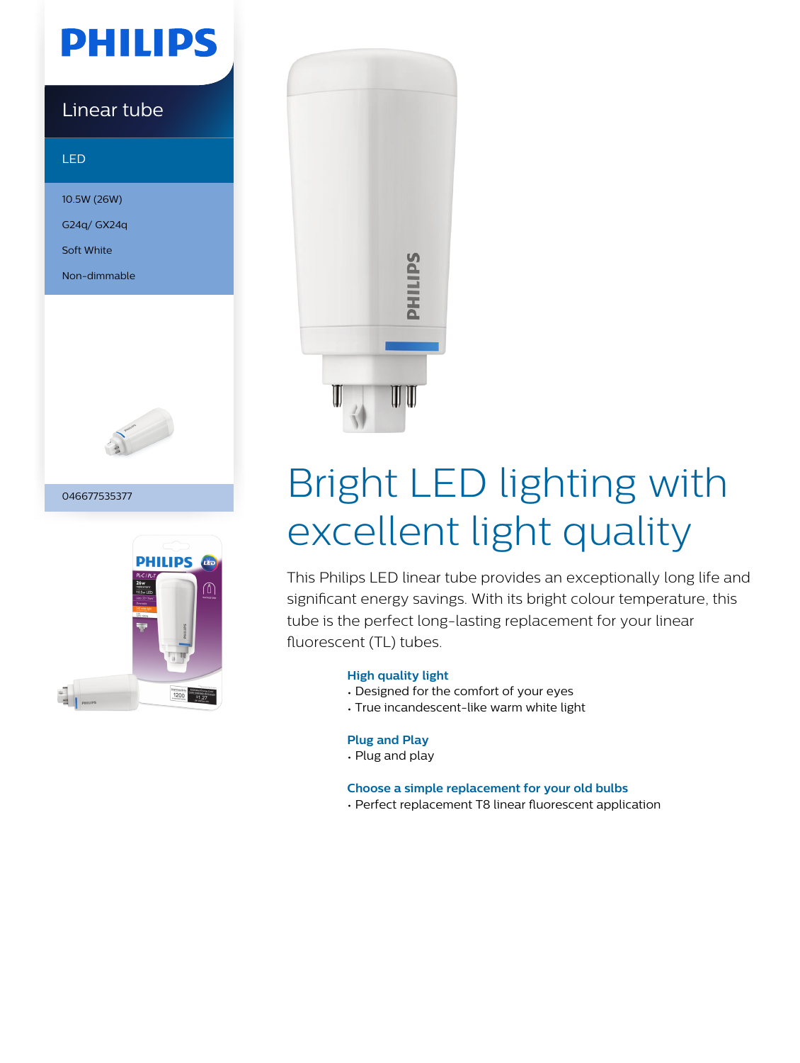PHILIPS

Linear tube

LED

10.5W (26W)

G24q/ GX24q

Soft White

Non-dimmable

046677535377

# Bright LED lighting with excellent light quality

This Philips LED linear tube provides an exceptionally long life and significant energy savings. With its bright colour temperature, this tube is the perfect long-lasting replacement for your linear fluorescent (TL) tubes.

### High quality light

- Designed for the comfort of your eyes
- True incandescent-like warm white light

### Plug and Play

- Plug and play

### Choose a simple replacement for your old bulbs

- Perfect replacement T8 linear fluorescent application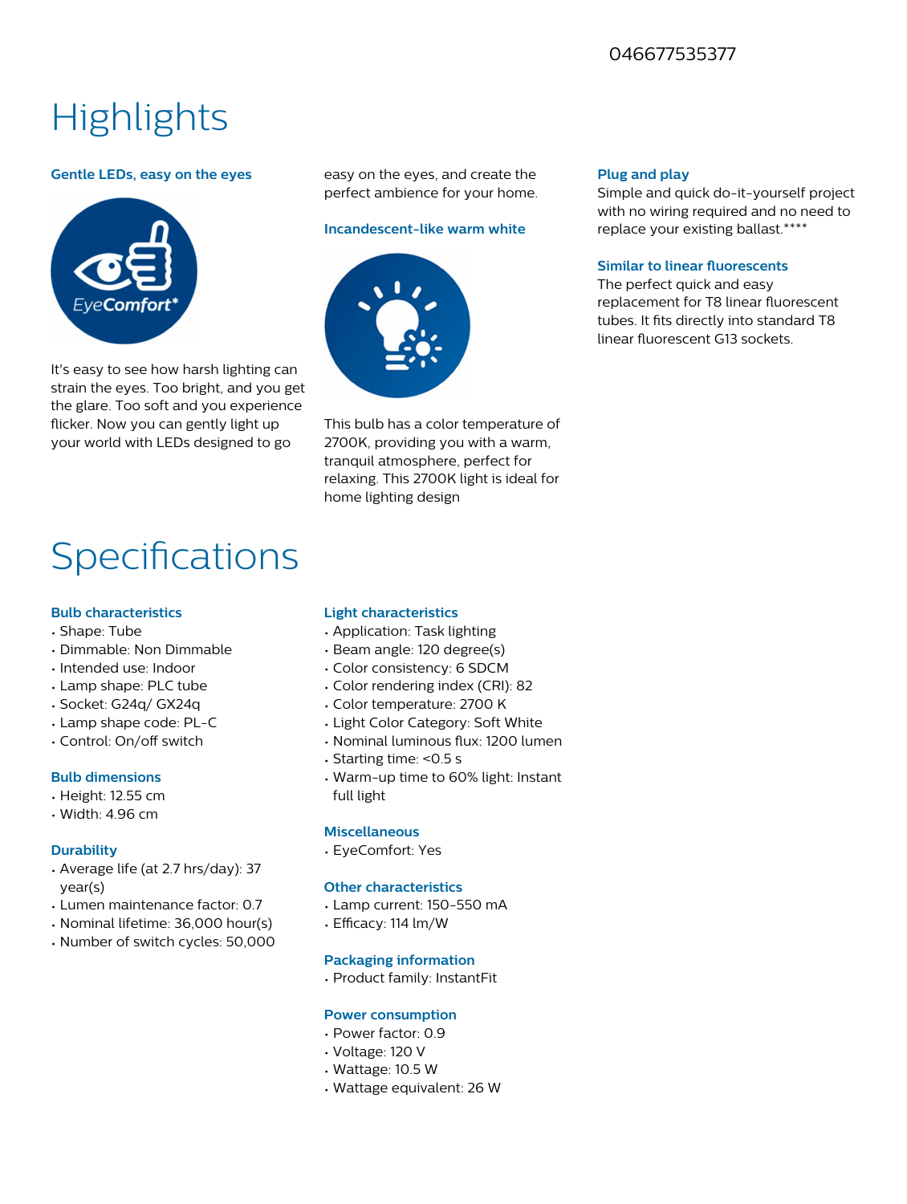046677535377

# Highlights

### Gentle LEDs, easy on the eyes

It's easy to see how harsh lighting can strain the eyes. Too bright, and you get the glare. Too soft and you experience flicker. Now you can gently light up your world with LEDs designed to go easy on the eyes, and create the perfect ambience for your home.

### Incandescent-like warm white

This bulb has a color temperature of 2700K, providing you with a warm, tranquil atmosphere, perfect for relaxing. This 2700K light is ideal for home lighting design

### Plug and play

Simple and quick do-it-yourself project with no wiring required and no need to replace your existing ballast.****

### Similar to linear fluorescents

The perfect quick and easy replacement for T8 linear fluorescent tubes. It fits directly into standard T8 linear fluorescent G13 sockets.

# Specifications

### Bulb characteristics

- Shape: Tube
- Dimmable: Non Dimmable
- Intended use: Indoor
- Lamp shape: PLC tube
- Socket: G24q/ GX24q
- Lamp shape code: PL-C
- Control: On/off switch

### Bulb dimensions

- Height: 12.55 cm
- Width: 4.96 cm

### Durability

- Average life (at 2.7 hrs/day): 37 year(s)
- Lumen maintenance factor: 0.7
- Nominal lifetime: 36,000 hour(s)
- Number of switch cycles: 50,000

### Light characteristics

- Application: Task lighting
- Beam angle: 120 degree(s)
- Color consistency: 6 SDCM
- Color rendering index (CRI): 82
- Color temperature: 2700 K
- Light Color Category: Soft White
- Nominal luminous flux: 1200 lumen
- Starting time: <0.5 s
- Warm-up time to 60% light: Instant full light

### Miscellaneous

- EyeComfort: Yes

### Other characteristics

- Lamp current: 150-550 mA
- Efficacy: 114 lm/W

### Packaging information

- Product family: InstantFit

### Power consumption

- Power factor: 0.9
- Voltage: 120 V
- Wattage: 10.5 W
- Wattage equivalent: 26 W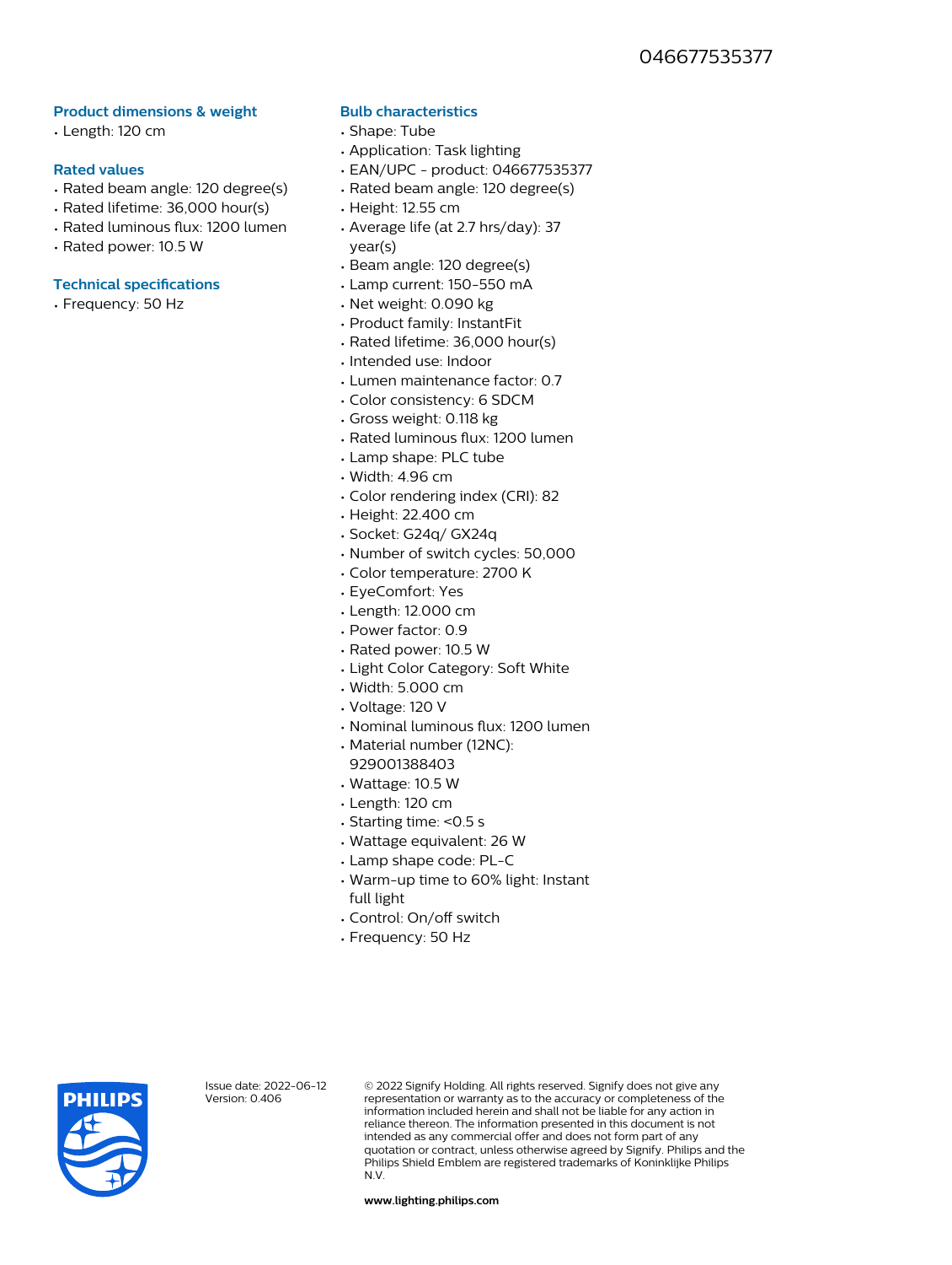046677535377

### Product dimensions & weight

- Length: 120 cm

### Rated values

- Rated beam angle: 120 degree(s)
- Rated lifetime: 36,000 hour(s)
- Rated luminous flux: 1200 lumen
- Rated power: 10.5 W

### Technical specifications

- Frequency: 50 Hz

### Bulb characteristics

- Shape: Tube
- Application: Task lighting
- EAN/UPC - product: 046677535377
- Rated beam angle: 120 degree(s)
- Height: 12.55 cm
- Average life (at 2.7 hrs/day): 37 year(s)
- Beam angle: 120 degree(s)
- Lamp current: 150-550 mA
- Net weight: 0.090 kg
- Product family: InstantFit
- Rated lifetime: 36,000 hour(s)
- Intended use: Indoor
- Lumen maintenance factor: 0.7
- Color consistency: 6 SDCM
- Gross weight: 0.118 kg
- Rated luminous flux: 1200 lumen
- Lamp shape: PLC tube
- Width: 4.96 cm
- Color rendering index (CRI): 82
- Height: 22.400 cm
- Socket: G24q/ GX24q
- Number of switch cycles: 50,000
- Color temperature: 2700 K
- EyeComfort: Yes
- Length: 12.000 cm
- Power factor: 0.9
- Rated power: 10.5 W
- Light Color Category: Soft White
- Width: 5.000 cm
- Voltage: 120 V
- Nominal luminous flux: 1200 lumen
- Material number (12NC): 929001388403
- Wattage: 10.5 W
- Length: 120 cm
- Starting time: <0.5 s
- Wattage equivalent: 26 W
- Lamp shape code: PL-C
- Warm-up time to 60% light: Instant full light
- Control: On/off switch
- Frequency: 50 Hz

PHILIPS

Issue date: 2022-06-12
Version: 0.406

© 2022 Signify Holding. All rights reserved. Signify does not give any representation or warranty as to the accuracy or completeness of the information included herein and shall not be liable for any action in reliance thereon. The information presented in this document is not intended as any commercial offer and does not form part of any quotation or contract, unless otherwise agreed by Signify. Philips and the Philips Shield Emblem are registered trademarks of Koninklijke Philips N.V.

**www.lighting.philips.com**